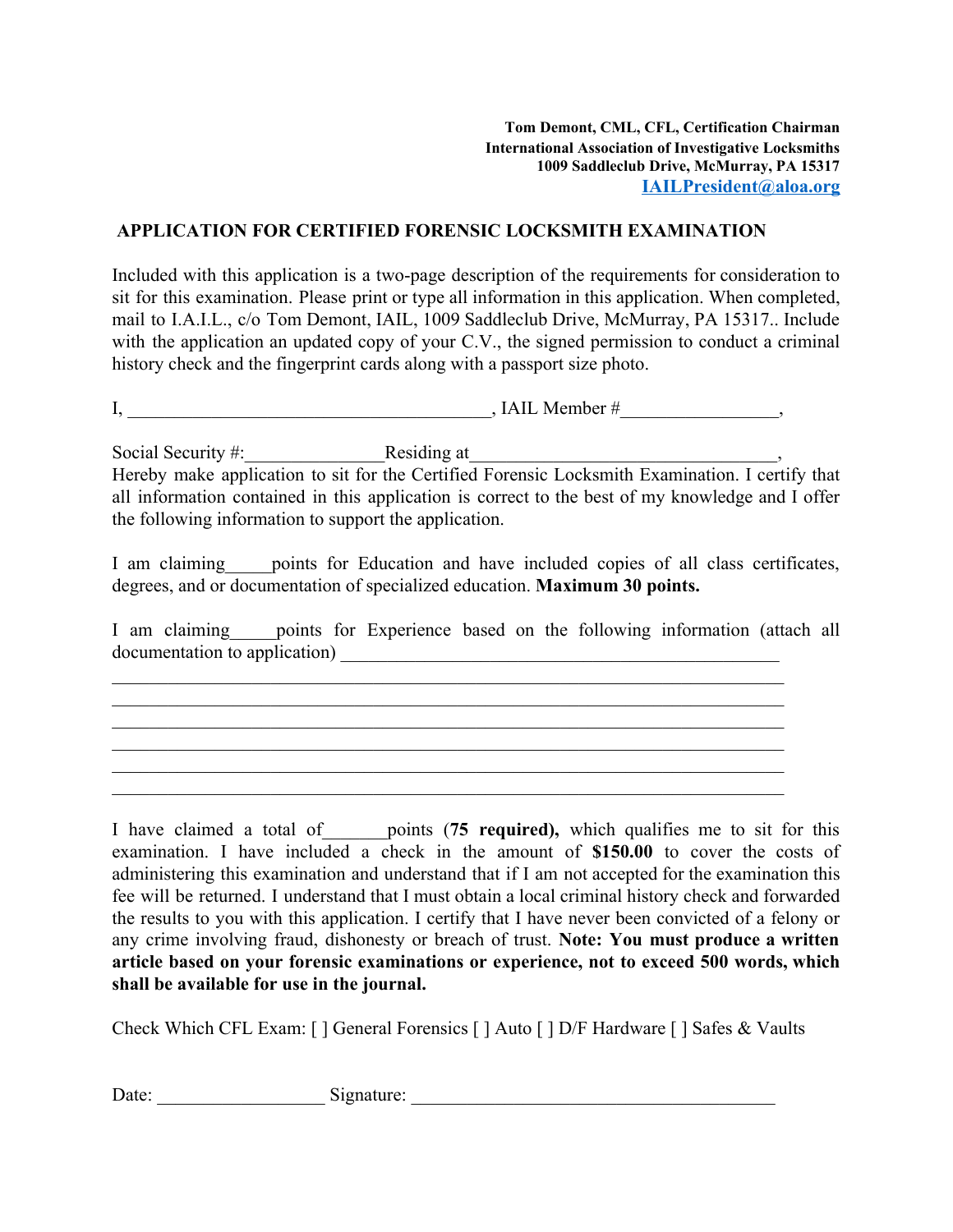**Tom Demont, CML, CFL, Certification Chairman**
**International Association of Investigative Locksmiths**
**1009 Saddleclub Drive, McMurray, PA 15317**
**IAILPresident@aloa.org**

## APPLICATION FOR CERTIFIED FORENSIC LOCKSMITH EXAMINATION

Included with this application is a two-page description of the requirements for consideration to sit for this examination. Please print or type all information in this application. When completed, mail to I.A.I.L., c/o Tom Demont, IAIL, 1009 Saddleclub Drive, McMurray, PA 15317.. Include with the application an updated copy of your C.V., the signed permission to conduct a criminal history check and the fingerprint cards along with a passport size photo.

I, ________________________________________, IAIL Member #_________________,

Social Security #:_______________Residing at_________________________________,
Hereby make application to sit for the Certified Forensic Locksmith Examination. I certify that all information contained in this application is correct to the best of my knowledge and I offer the following information to support the application.

I am claiming_____points for Education and have included copies of all class certificates, degrees, and or documentation of specialized education. **Maximum 30 points.**

I am claiming_____points for Experience based on the following information (attach all documentation to application) _________________________________________________
___________________________________________________________________________
___________________________________________________________________________
___________________________________________________________________________
___________________________________________________________________________
___________________________________________________________________________
___________________________________________________________________________

I have claimed a total of_______points (**75 required),** which qualifies me to sit for this examination. I have included a check in the amount of **$150.00** to cover the costs of administering this examination and understand that if I am not accepted for the examination this fee will be returned. I understand that I must obtain a local criminal history check and forwarded the results to you with this application. I certify that I have never been convicted of a felony or any crime involving fraud, dishonesty or breach of trust. **Note: You must produce a written article based on your forensic examinations or experience, not to exceed 500 words, which shall be available for use in the journal.**

Check Which CFL Exam: [ ] General Forensics [ ] Auto [ ] D/F Hardware [ ] Safes & Vaults

Date: __________________ Signature: ________________________________________